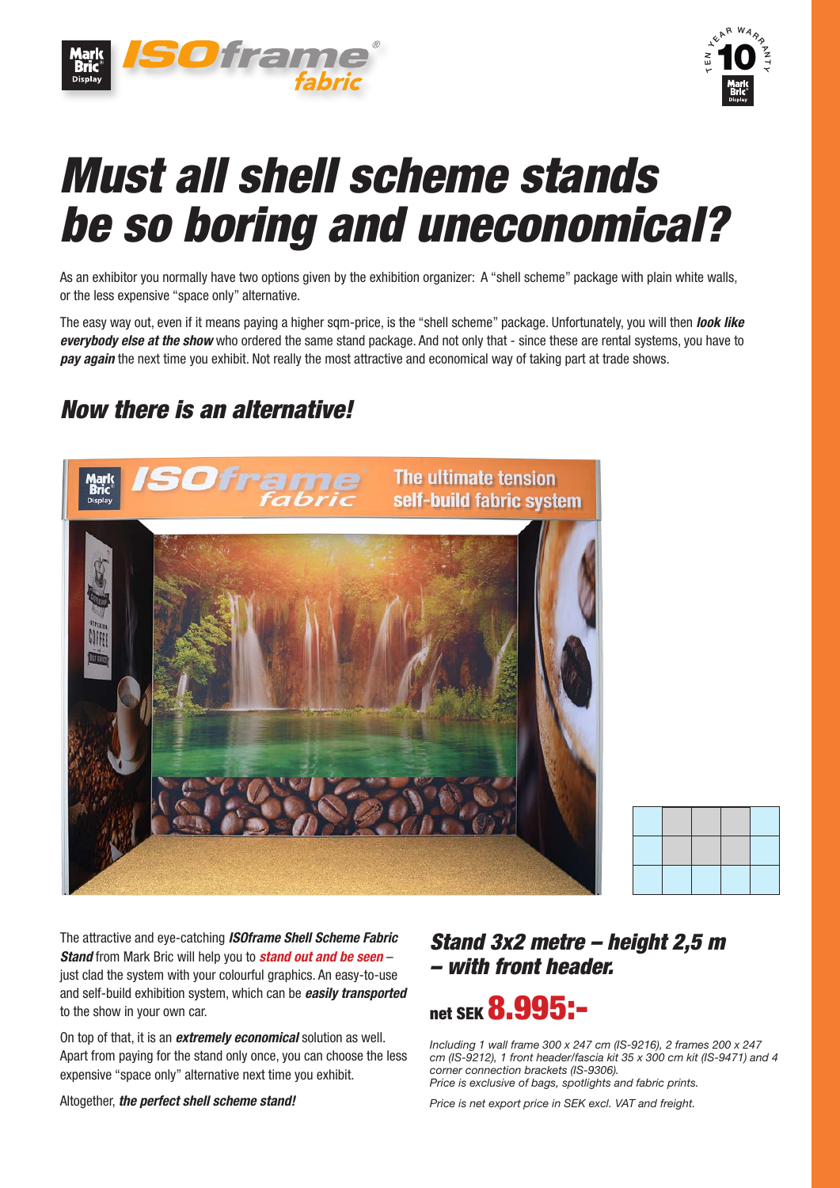# Must all shell scheme stands be so boring and uneconomical?

As an exhibitor you normally have two options given by the exhibition organizer: A "shell scheme" package with plain white walls, or the less expensive "space only" alternative.

The easy way out, even if it means paying a higher sqm-price, is the "shell scheme" package. Unfortunately, you will then ***look like everybody else at the show*** who ordered the same stand package. And not only that - since these are rental systems, you have to ***pay again*** the next time you exhibit. Not really the most attractive and economical way of taking part at trade shows.

## Now there is an alternative!

The attractive and eye-catching ***ISOframe Shell Scheme Fabric Stand*** from Mark Bric will help you to ***stand out and be seen*** – just clad the system with your colourful graphics. An easy-to-use and self-build exhibition system, which can be ***easily transported*** to the show in your own car.

On top of that, it is an ***extremely economical*** solution as well. Apart from paying for the stand only once, you can choose the less expensive "space only" alternative next time you exhibit.

Altogether, ***the perfect shell scheme stand!***

## Stand 3x2 metre – height 2,5 m – with front header.

**net SEK 8.995:-**

*Including 1 wall frame 300 x 247 cm (IS-9216), 2 frames 200 x 247 cm (IS-9212), 1 front header/fascia kit 35 x 300 cm kit (IS-9471) and 4 corner connection brackets (IS-9306).*
*Price is exclusive of bags, spotlights and fabric prints.*

*Price is net export price in SEK excl. VAT and freight.*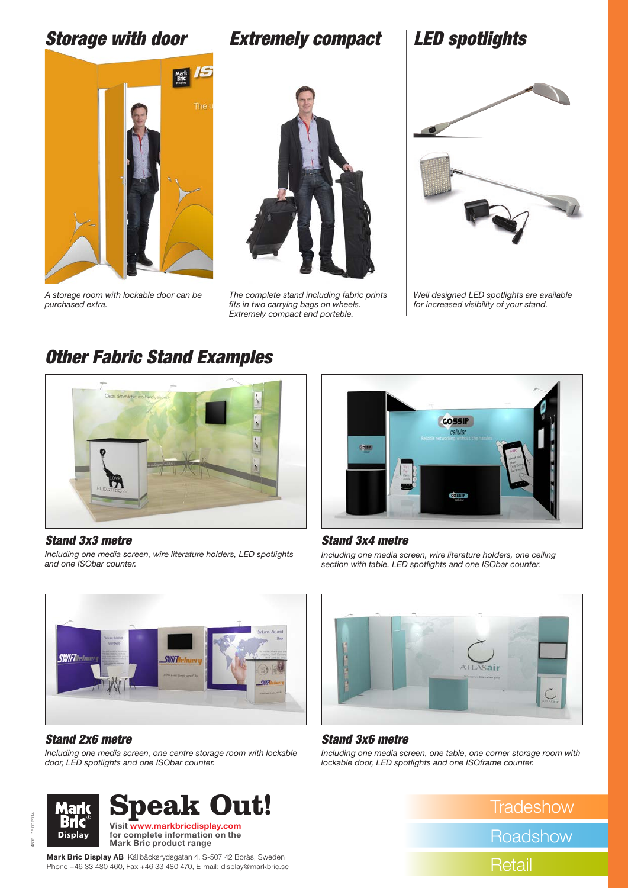## *Storage with door*

*A storage room with lockable door can be purchased extra.*

## *Extremely compact*

*The complete stand including fabric prints fits in two carrying bags on wheels. Extremely compact and portable.*

## *LED spotlights*

*Well designed LED spotlights are available for increased visibility of your stand.*

# *Other Fabric Stand Examples*

### *Stand 3x3 metre*

*Including one media screen, wire literature holders, LED spotlights and one ISObar counter.*

### *Stand 3x4 metre*

*Including one media screen, wire literature holders, one ceiling section with table, LED spotlights and one ISObar counter.*

### *Stand 2x6 metre*

*Including one media screen, one centre storage room with lockable door, LED spotlights and one ISObar counter.*

### *Stand 3x6 metre*

*Including one media screen, one table, one corner storage room with lockable door, LED spotlights and one ISOframe counter.*

Mark Bric® Display

# Speak Out!

Visit **www.markbricdisplay.com** for complete information on the Mark Bric product range

**Mark Bric Display AB** Källbäcksrydsgatan 4, S-507 42 Borås, Sweden
Phone +46 33 480 460, Fax +46 33 480 470, E-mail: display@markbric.se

4892 - 16.09.2014

Tradeshow

Roadshow

Retail